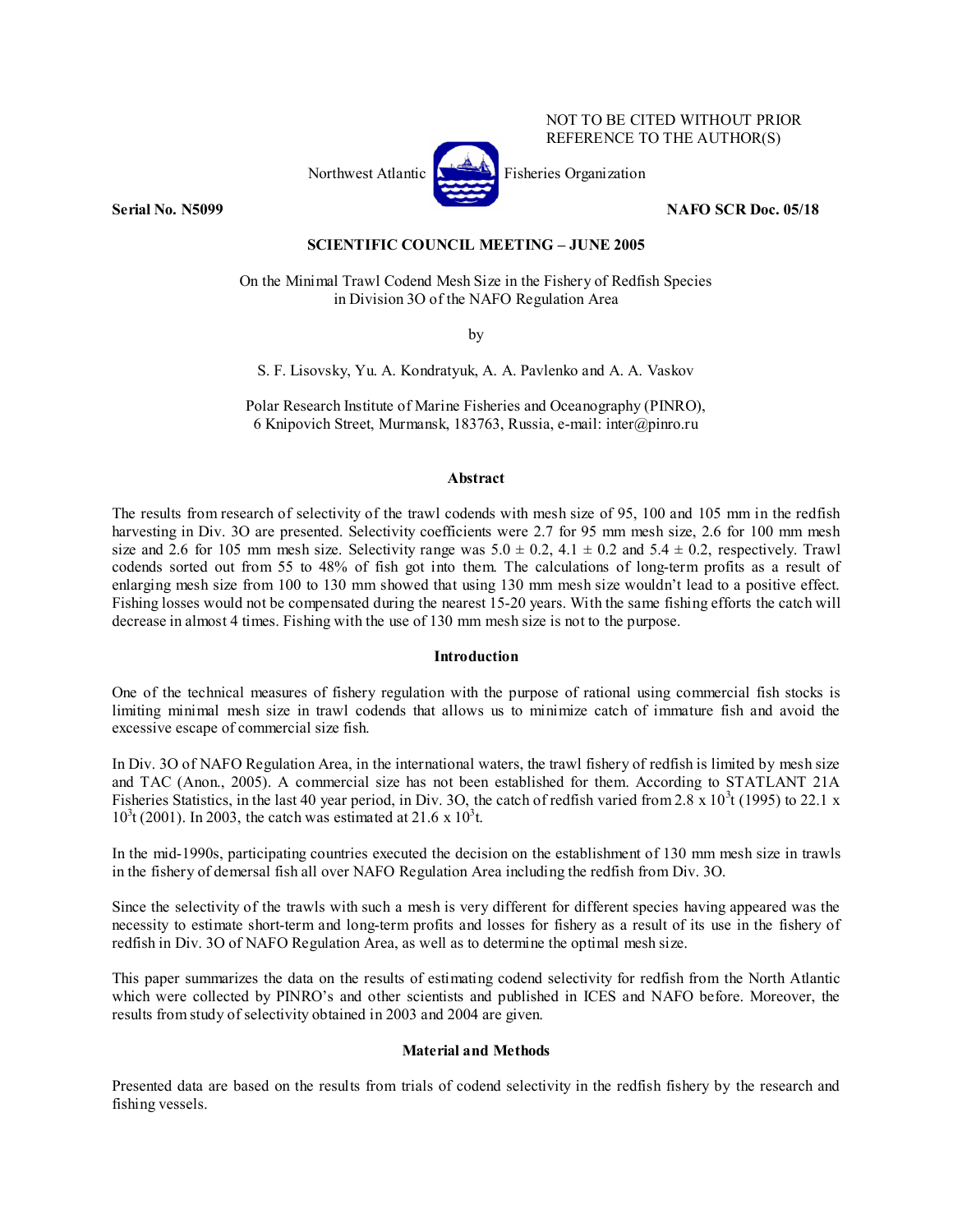NOT TO BE CITED WITHOUT PRIOR REFERENCE TO THE AUTHOR(S)

Northwest Atlantic Fisheries Organization

**Serial No. N5099** **NAFO SCR Doc. 05/18**

**SCIENTIFIC COUNCIL MEETING – JUNE 2005**

# On the Minimal Trawl Codend Mesh Size in the Fishery of Redfish Species in Division 3O of the NAFO Regulation Area

by

S. F. Lisovsky, Yu. A. Kondratyuk, A. A. Pavlenko and A. A. Vaskov

Polar Research Institute of Marine Fisheries and Oceanography (PINRO), 6 Knipovich Street, Murmansk, 183763, Russia, e-mail: inter@pinro.ru

## Abstract

The results from research of selectivity of the trawl codends with mesh size of 95, 100 and 105 mm in the redfish harvesting in Div. 3O are presented. Selectivity coefficients were 2.7 for 95 mm mesh size, 2.6 for 100 mm mesh size and 2.6 for 105 mm mesh size. Selectivity range was 5.0 ± 0.2, 4.1 ± 0.2 and 5.4 ± 0.2, respectively. Trawl codends sorted out from 55 to 48% of fish got into them. The calculations of long-term profits as a result of enlarging mesh size from 100 to 130 mm showed that using 130 mm mesh size wouldn't lead to a positive effect. Fishing losses would not be compensated during the nearest 15-20 years. With the same fishing efforts the catch will decrease in almost 4 times. Fishing with the use of 130 mm mesh size is not to the purpose.

## Introduction

One of the technical measures of fishery regulation with the purpose of rational using commercial fish stocks is limiting minimal mesh size in trawl codends that allows us to minimize catch of immature fish and avoid the excessive escape of commercial size fish.

In Div. 3O of NAFO Regulation Area, in the international waters, the trawl fishery of redfish is limited by mesh size and TAC (Anon., 2005). A commercial size has not been established for them. According to STATLANT 21A Fisheries Statistics, in the last 40 year period, in Div. 3O, the catch of redfish varied from $2.8 \times 10^3$t (1995) to $22.1 \times 10^3$t (2001). In 2003, the catch was estimated at $21.6 \times 10^3$t.

In the mid-1990s, participating countries executed the decision on the establishment of 130 mm mesh size in trawls in the fishery of demersal fish all over NAFO Regulation Area including the redfish from Div. 3O.

Since the selectivity of the trawls with such a mesh is very different for different species having appeared was the necessity to estimate short-term and long-term profits and losses for fishery as a result of its use in the fishery of redfish in Div. 3O of NAFO Regulation Area, as well as to determine the optimal mesh size.

This paper summarizes the data on the results of estimating codend selectivity for redfish from the North Atlantic which were collected by PINRO's and other scientists and published in ICES and NAFO before. Moreover, the results from study of selectivity obtained in 2003 and 2004 are given.

## Material and Methods

Presented data are based on the results from trials of codend selectivity in the redfish fishery by the research and fishing vessels.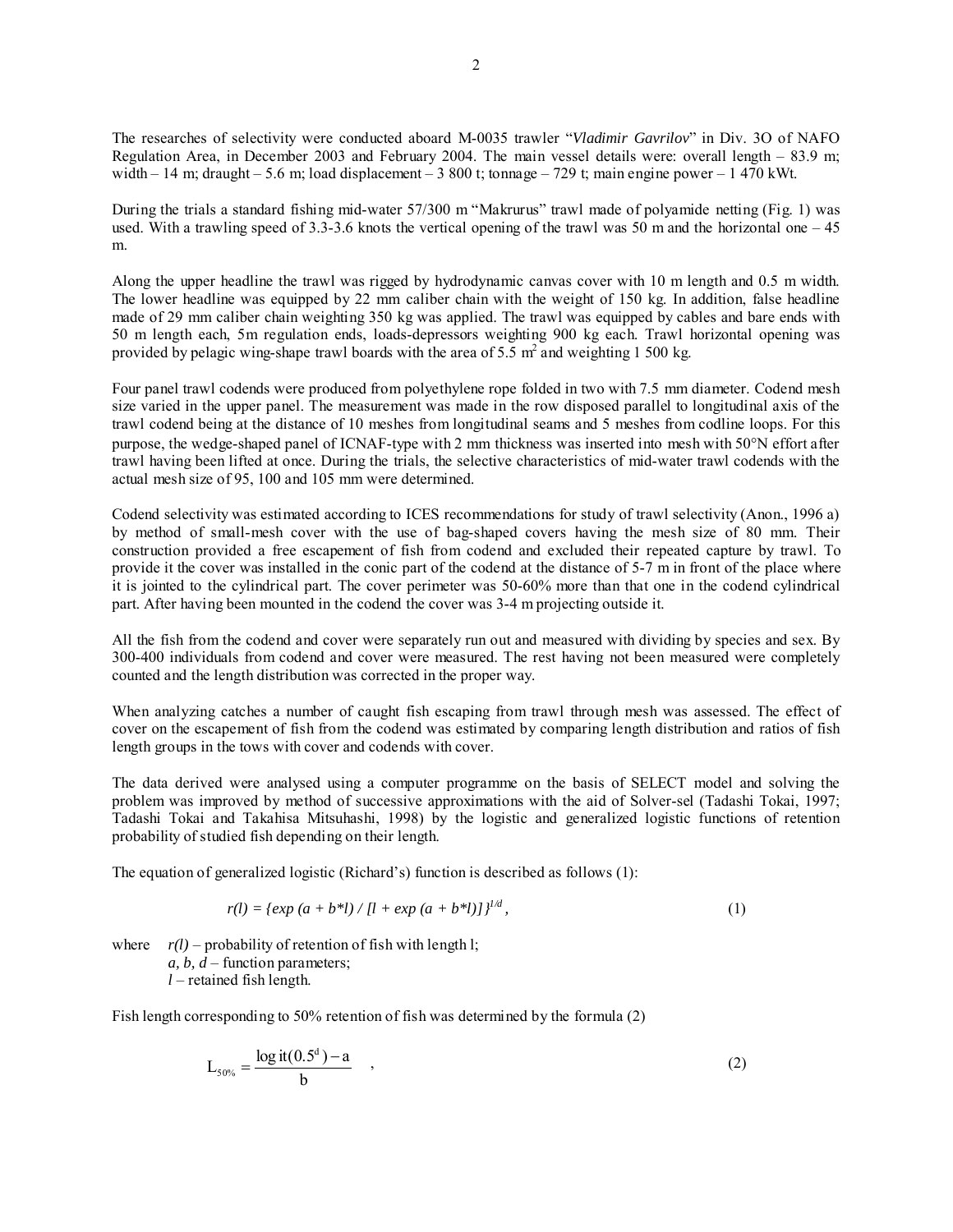The researches of selectivity were conducted aboard M-0035 trawler "*Vladimir Gavrilov*" in Div. 3O of NAFO Regulation Area, in December 2003 and February 2004. The main vessel details were: overall length – 83.9 m; width – 14 m; draught – 5.6 m; load displacement – 3 800 t; tonnage – 729 t; main engine power – 1 470 kWt.

During the trials a standard fishing mid-water 57/300 m "Makrurus" trawl made of polyamide netting (Fig. 1) was used. With a trawling speed of 3.3-3.6 knots the vertical opening of the trawl was 50 m and the horizontal one – 45 m.

Along the upper headline the trawl was rigged by hydrodynamic canvas cover with 10 m length and 0.5 m width. The lower headline was equipped by 22 mm caliber chain with the weight of 150 kg. In addition, false headline made of 29 mm caliber chain weighting 350 kg was applied. The trawl was equipped by cables and bare ends with 50 m length each, 5m regulation ends, loads-depressors weighting 900 kg each. Trawl horizontal opening was provided by pelagic wing-shape trawl boards with the area of 5.5 $m^2$ and weighting 1 500 kg.

Four panel trawl codends were produced from polyethylene rope folded in two with 7.5 mm diameter. Codend mesh size varied in the upper panel. The measurement was made in the row disposed parallel to longitudinal axis of the trawl codend being at the distance of 10 meshes from longitudinal seams and 5 meshes from codline loops. For this purpose, the wedge-shaped panel of ICNAF-type with 2 mm thickness was inserted into mesh with 50°N effort after trawl having been lifted at once. During the trials, the selective characteristics of mid-water trawl codends with the actual mesh size of 95, 100 and 105 mm were determined.

Codend selectivity was estimated according to ICES recommendations for study of trawl selectivity (Anon., 1996 a) by method of small-mesh cover with the use of bag-shaped covers having the mesh size of 80 mm. Their construction provided a free escapement of fish from codend and excluded their repeated capture by trawl. To provide it the cover was installed in the conic part of the codend at the distance of 5-7 m in front of the place where it is jointed to the cylindrical part. The cover perimeter was 50-60% more than that one in the codend cylindrical part. After having been mounted in the codend the cover was 3-4 m projecting outside it.

All the fish from the codend and cover were separately run out and measured with dividing by species and sex. By 300-400 individuals from codend and cover were measured. The rest having not been measured were completely counted and the length distribution was corrected in the proper way.

When analyzing catches a number of caught fish escaping from trawl through mesh was assessed. The effect of cover on the escapement of fish from the codend was estimated by comparing length distribution and ratios of fish length groups in the tows with cover and codends with cover.

The data derived were analysed using a computer programme on the basis of SELECT model and solving the problem was improved by method of successive approximations with the aid of Solver-sel (Tadashi Tokai, 1997; Tadashi Tokai and Takahisa Mitsuhashi, 1998) by the logistic and generalized logistic functions of retention probability of studied fish depending on their length.

The equation of generalized logistic (Richard's) function is described as follows (1):

$$r(l) = \{exp(a + b*l) / [l + exp(a + b*l)]\}^{1/d}, \qquad (1)$$

where $r(l)$ – probability of retention of fish with length l;
$a, b, d$ – function parameters;
$l$ – retained fish length.

Fish length corresponding to 50% retention of fish was determined by the formula (2)

$$L_{50\%} = \frac{\log it(0.5^{d}) - a}{b} \quad , \qquad (2)$$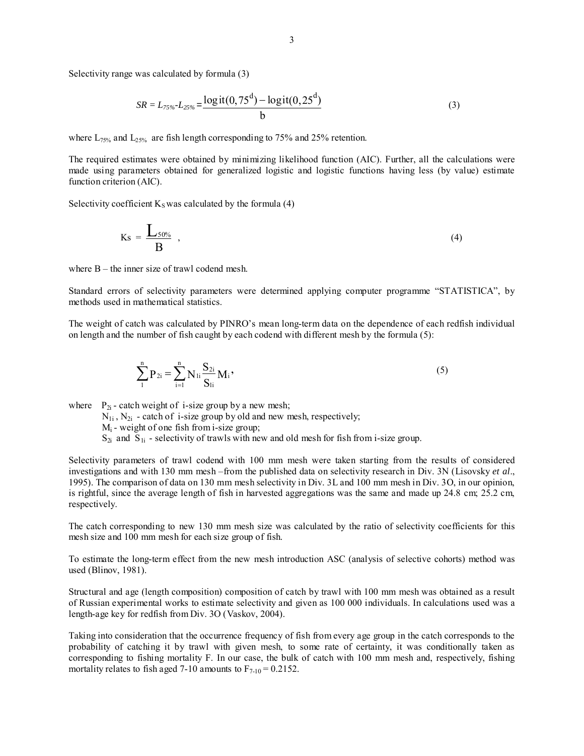Selectivity range was calculated by formula (3)

$$SR = L_{75\%}\text{-}L_{25\%} = \frac{\operatorname{logit}(0,75^{d}) - \operatorname{logit}(0,25^{d})}{b} \tag{3}$$

where $L_{75\%}$ and $L_{25\%}$ are fish length corresponding to 75% and 25% retention.

The required estimates were obtained by minimizing likelihood function (AIC). Further, all the calculations were made using parameters obtained for generalized logistic and logistic functions having less (by value) estimate function criterion (AIC).

Selectivity coefficient $K_S$ was calculated by the formula (4)

$$Ks = \frac{L_{50\%}}{B} , \tag{4}$$

where B – the inner size of trawl codend mesh.

Standard errors of selectivity parameters were determined applying computer programme "STATISTICA", by methods used in mathematical statistics.

The weight of catch was calculated by PINRO's mean long-term data on the dependence of each redfish individual on length and the number of fish caught by each codend with different mesh by the formula (5):

$$\sum_{1}^{n} P_{2i} = \sum_{i=1}^{n} N_{1i} \frac{S_{2i}}{S_{1i}} M_i , \tag{5}$$

where $P_{2i}$ - catch weight of i-size group by a new mesh;
$N_{1i}$ , $N_{2i}$ - catch of i-size group by old and new mesh, respectively;
$M_i$ - weight of one fish from i-size group;
$S_{2i}$ and $S_{1i}$ - selectivity of trawls with new and old mesh for fish from i-size group.

Selectivity parameters of trawl codend with 100 mm mesh were taken starting from the results of considered investigations and with 130 mm mesh –from the published data on selectivity research in Div. 3N (Lisovsky *et al*., 1995). The comparison of data on 130 mm mesh selectivity in Div. 3L and 100 mm mesh in Div. 3O, in our opinion, is rightful, since the average length of fish in harvested aggregations was the same and made up 24.8 cm; 25.2 cm, respectively.

The catch corresponding to new 130 mm mesh size was calculated by the ratio of selectivity coefficients for this mesh size and 100 mm mesh for each size group of fish.

To estimate the long-term effect from the new mesh introduction ASC (analysis of selective cohorts) method was used (Blinov, 1981).

Structural and age (length composition) composition of catch by trawl with 100 mm mesh was obtained as a result of Russian experimental works to estimate selectivity and given as 100 000 individuals. In calculations used was a length-age key for redfish from Div. 3O (Vaskov, 2004).

Taking into consideration that the occurrence frequency of fish from every age group in the catch corresponds to the probability of catching it by trawl with given mesh, to some rate of certainty, it was conditionally taken as corresponding to fishing mortality F. In our case, the bulk of catch with 100 mm mesh and, respectively, fishing mortality relates to fish aged 7-10 amounts to $F_{7\text{-}10} = 0.2152$.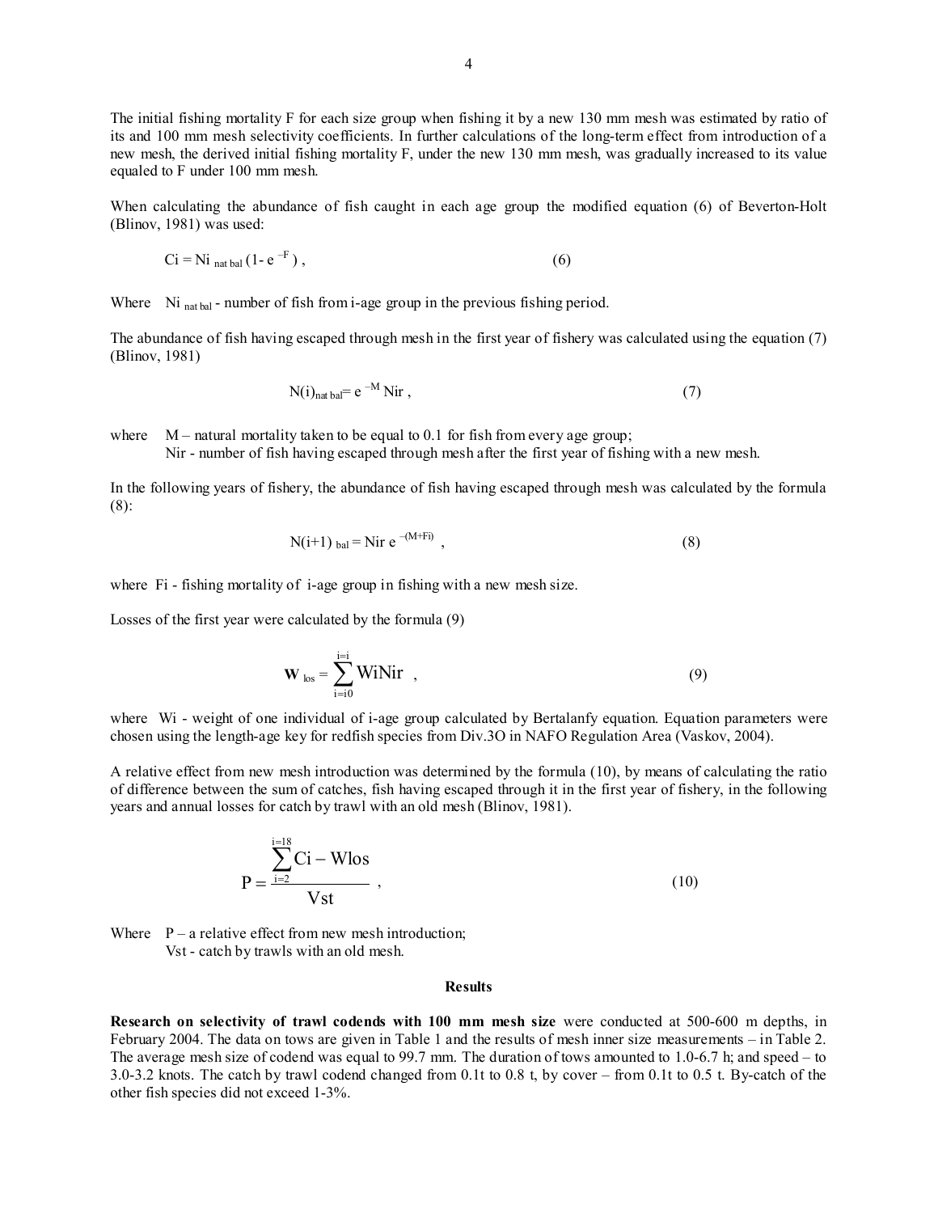The initial fishing mortality F for each size group when fishing it by a new 130 mm mesh was estimated by ratio of its and 100 mm mesh selectivity coefficients. In further calculations of the long-term effect from introduction of a new mesh, the derived initial fishing mortality F, under the new 130 mm mesh, was gradually increased to its value equaled to F under 100 mm mesh.

When calculating the abundance of fish caught in each age group the modified equation (6) of Beverton-Holt (Blinov, 1981) was used:

$$Ci = Ni_{\text{nat bal}} (1 - e^{-F}), \tag{6}$$

Where $Ni_{\text{nat bal}}$ - number of fish from i-age group in the previous fishing period.

The abundance of fish having escaped through mesh in the first year of fishery was calculated using the equation (7) (Blinov, 1981)

$$N(i)_{\text{nat bal}} = e^{-M} Nir, \tag{7}$$

where $M$ – natural mortality taken to be equal to 0.1 for fish from every age group;
$Nir$ - number of fish having escaped through mesh after the first year of fishing with a new mesh.

In the following years of fishery, the abundance of fish having escaped through mesh was calculated by the formula (8):

$$N(i+1)_{\text{bal}} = Nir\, e^{-(M+Fi)}, \tag{8}$$

where $Fi$ - fishing mortality of i-age group in fishing with a new mesh size.

Losses of the first year were calculated by the formula (9)

$$\mathbf{W}_{\text{los}} = \sum_{i=i0}^{i=i} WiNir, \tag{9}$$

where $Wi$ - weight of one individual of i-age group calculated by Bertalanfy equation. Equation parameters were chosen using the length-age key for redfish species from Div.3O in NAFO Regulation Area (Vaskov, 2004).

A relative effect from new mesh introduction was determined by the formula (10), by means of calculating the ratio of difference between the sum of catches, fish having escaped through it in the first year of fishery, in the following years and annual losses for catch by trawl with an old mesh (Blinov, 1981).

$$P = \frac{\sum_{i=2}^{i=18} Ci - Wlos}{Vst}, \tag{10}$$

Where $P$ – a relative effect from new mesh introduction;
$Vst$ - catch by trawls with an old mesh.

## Results

**Research on selectivity of trawl codends with 100 mm mesh size** were conducted at 500-600 m depths, in February 2004. The data on tows are given in Table 1 and the results of mesh inner size measurements – in Table 2. The average mesh size of codend was equal to 99.7 mm. The duration of tows amounted to 1.0-6.7 h; and speed – to 3.0-3.2 knots. The catch by trawl codend changed from 0.1t to 0.8 t, by cover – from 0.1t to 0.5 t. By-catch of the other fish species did not exceed 1-3%.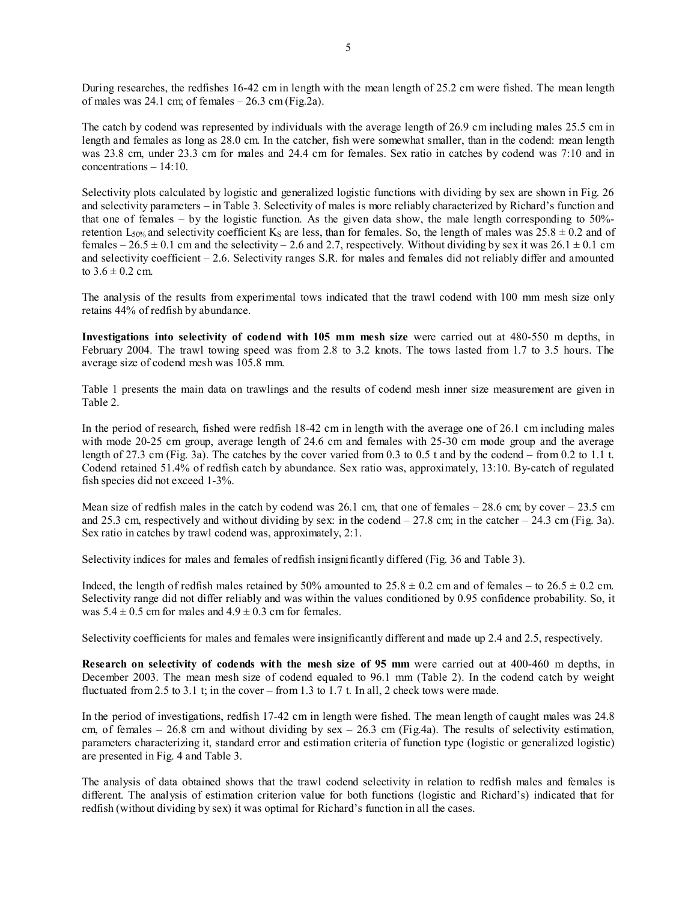During researches, the redfishes 16-42 cm in length with the mean length of 25.2 cm were fished. The mean length of males was 24.1 cm; of females – 26.3 cm (Fig.2a).

The catch by codend was represented by individuals with the average length of 26.9 cm including males 25.5 cm in length and females as long as 28.0 cm. In the catcher, fish were somewhat smaller, than in the codend: mean length was 23.8 cm, under 23.3 cm for males and 24.4 cm for females. Sex ratio in catches by codend was 7:10 and in concentrations – 14:10.

Selectivity plots calculated by logistic and generalized logistic functions with dividing by sex are shown in Fig. 26 and selectivity parameters – in Table 3. Selectivity of males is more reliably characterized by Richard's function and that one of females – by the logistic function. As the given data show, the male length corresponding to 50%-retention $L_{50\%}$ and selectivity coefficient $K_S$ are less, than for females. So, the length of males was 25.8 ± 0.2 and of females – 26.5 ± 0.1 cm and the selectivity – 2.6 and 2.7, respectively. Without dividing by sex it was 26.1 ± 0.1 cm and selectivity coefficient – 2.6. Selectivity ranges S.R. for males and females did not reliably differ and amounted to 3.6 ± 0.2 cm.

The analysis of the results from experimental tows indicated that the trawl codend with 100 mm mesh size only retains 44% of redfish by abundance.

**Investigations into selectivity of codend with 105 mm mesh size** were carried out at 480-550 m depths, in February 2004. The trawl towing speed was from 2.8 to 3.2 knots. The tows lasted from 1.7 to 3.5 hours. The average size of codend mesh was 105.8 mm.

Table 1 presents the main data on trawlings and the results of codend mesh inner size measurement are given in Table 2.

In the period of research, fished were redfish 18-42 cm in length with the average one of 26.1 cm including males with mode 20-25 cm group, average length of 24.6 cm and females with 25-30 cm mode group and the average length of 27.3 cm (Fig. 3a). The catches by the cover varied from 0.3 to 0.5 t and by the codend – from 0.2 to 1.1 t. Codend retained 51.4% of redfish catch by abundance. Sex ratio was, approximately, 13:10. By-catch of regulated fish species did not exceed 1-3%.

Mean size of redfish males in the catch by codend was 26.1 cm, that one of females – 28.6 cm; by cover – 23.5 cm and 25.3 cm, respectively and without dividing by sex: in the codend – 27.8 cm; in the catcher – 24.3 cm (Fig. 3a). Sex ratio in catches by trawl codend was, approximately, 2:1.

Selectivity indices for males and females of redfish insignificantly differed (Fig. 36 and Table 3).

Indeed, the length of redfish males retained by 50% amounted to 25.8 ± 0.2 cm and of females – to 26.5 ± 0.2 cm. Selectivity range did not differ reliably and was within the values conditioned by 0.95 confidence probability. So, it was 5.4 ± 0.5 cm for males and 4.9 ± 0.3 cm for females.

Selectivity coefficients for males and females were insignificantly different and made up 2.4 and 2.5, respectively.

**Research on selectivity of codends with the mesh size of 95 mm** were carried out at 400-460 m depths, in December 2003. The mean mesh size of codend equaled to 96.1 mm (Table 2). In the codend catch by weight fluctuated from 2.5 to 3.1 t; in the cover – from 1.3 to 1.7 t. In all, 2 check tows were made.

In the period of investigations, redfish 17-42 cm in length were fished. The mean length of caught males was 24.8 cm, of females – 26.8 cm and without dividing by sex – 26.3 cm (Fig.4a). The results of selectivity estimation, parameters characterizing it, standard error and estimation criteria of function type (logistic or generalized logistic) are presented in Fig. 4 and Table 3.

The analysis of data obtained shows that the trawl codend selectivity in relation to redfish males and females is different. The analysis of estimation criterion value for both functions (logistic and Richard's) indicated that for redfish (without dividing by sex) it was optimal for Richard's function in all the cases.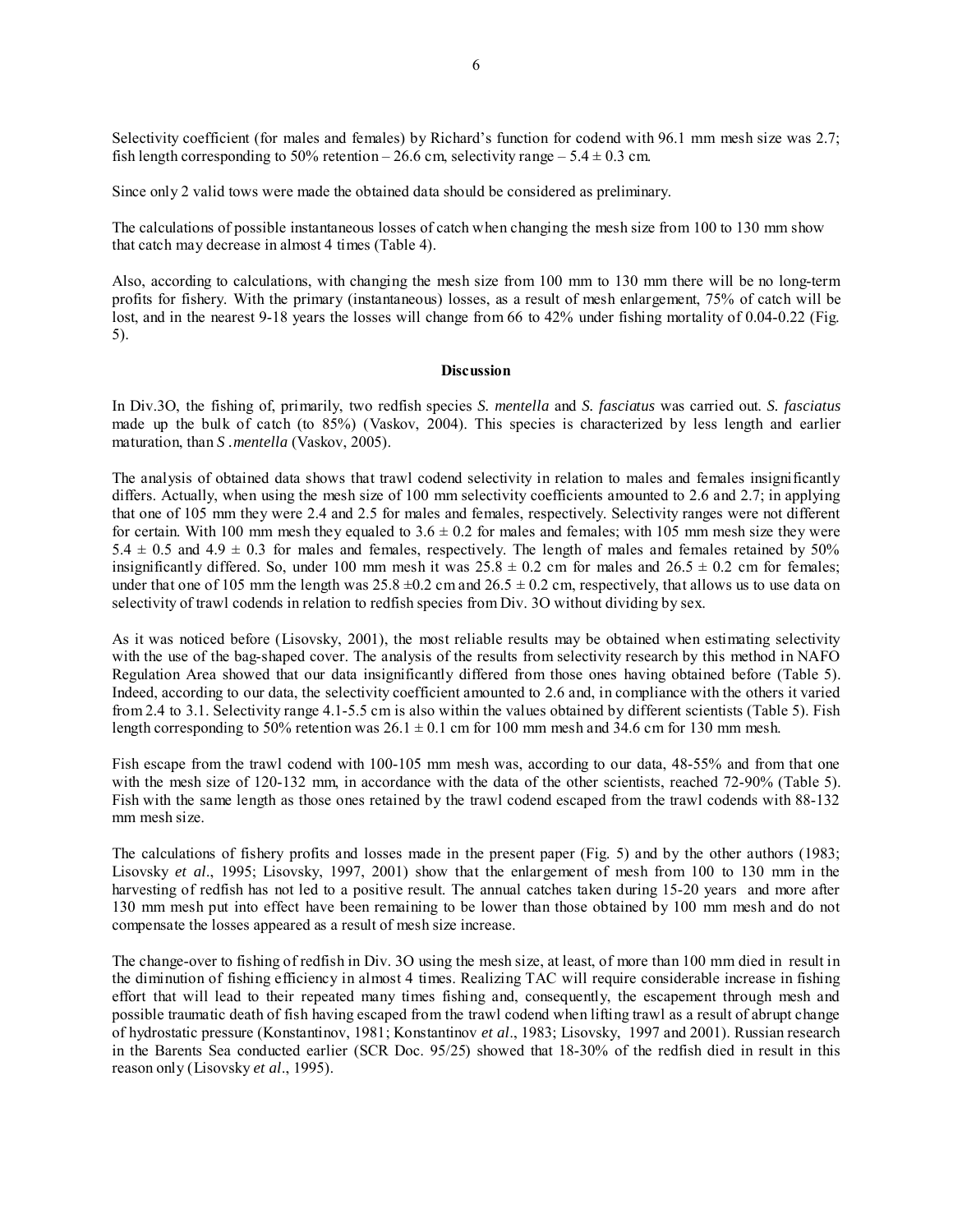Selectivity coefficient (for males and females) by Richard's function for codend with 96.1 mm mesh size was 2.7; fish length corresponding to 50% retention – 26.6 cm, selectivity range – 5.4 ± 0.3 cm.

Since only 2 valid tows were made the obtained data should be considered as preliminary.

The calculations of possible instantaneous losses of catch when changing the mesh size from 100 to 130 mm show that catch may decrease in almost 4 times (Table 4).

Also, according to calculations, with changing the mesh size from 100 mm to 130 mm there will be no long-term profits for fishery. With the primary (instantaneous) losses, as a result of mesh enlargement, 75% of catch will be lost, and in the nearest 9-18 years the losses will change from 66 to 42% under fishing mortality of 0.04-0.22 (Fig. 5).

## Discussion

In Div.3O, the fishing of, primarily, two redfish species *S. mentella* and *S. fasciatus* was carried out. *S. fasciatus* made up the bulk of catch (to 85%) (Vaskov, 2004). This species is characterized by less length and earlier maturation, than *S .mentella* (Vaskov, 2005).

The analysis of obtained data shows that trawl codend selectivity in relation to males and females insignificantly differs. Actually, when using the mesh size of 100 mm selectivity coefficients amounted to 2.6 and 2.7; in applying that one of 105 mm they were 2.4 and 2.5 for males and females, respectively. Selectivity ranges were not different for certain. With 100 mm mesh they equaled to 3.6 ± 0.2 for males and females; with 105 mm mesh size they were 5.4 ± 0.5 and 4.9 ± 0.3 for males and females, respectively. The length of males and females retained by 50% insignificantly differed. So, under 100 mm mesh it was 25.8 ± 0.2 cm for males and 26.5 ± 0.2 cm for females; under that one of 105 mm the length was 25.8 ±0.2 cm and 26.5 ± 0.2 cm, respectively, that allows us to use data on selectivity of trawl codends in relation to redfish species from Div. 3O without dividing by sex.

As it was noticed before (Lisovsky, 2001), the most reliable results may be obtained when estimating selectivity with the use of the bag-shaped cover. The analysis of the results from selectivity research by this method in NAFO Regulation Area showed that our data insignificantly differed from those ones having obtained before (Table 5). Indeed, according to our data, the selectivity coefficient amounted to 2.6 and, in compliance with the others it varied from 2.4 to 3.1. Selectivity range 4.1-5.5 cm is also within the values obtained by different scientists (Table 5). Fish length corresponding to 50% retention was 26.1 ± 0.1 cm for 100 mm mesh and 34.6 cm for 130 mm mesh.

Fish escape from the trawl codend with 100-105 mm mesh was, according to our data, 48-55% and from that one with the mesh size of 120-132 mm, in accordance with the data of the other scientists, reached 72-90% (Table 5). Fish with the same length as those ones retained by the trawl codend escaped from the trawl codends with 88-132 mm mesh size.

The calculations of fishery profits and losses made in the present paper (Fig. 5) and by the other authors (1983; Lisovsky *et al*., 1995; Lisovsky, 1997, 2001) show that the enlargement of mesh from 100 to 130 mm in the harvesting of redfish has not led to a positive result. The annual catches taken during 15-20 years and more after 130 mm mesh put into effect have been remaining to be lower than those obtained by 100 mm mesh and do not compensate the losses appeared as a result of mesh size increase.

The change-over to fishing of redfish in Div. 3O using the mesh size, at least, of more than 100 mm died in result in the diminution of fishing efficiency in almost 4 times. Realizing TAC will require considerable increase in fishing effort that will lead to their repeated many times fishing and, consequently, the escapement through mesh and possible traumatic death of fish having escaped from the trawl codend when lifting trawl as a result of abrupt change of hydrostatic pressure (Konstantinov, 1981; Konstantinov *et al*., 1983; Lisovsky, 1997 and 2001). Russian research in the Barents Sea conducted earlier (SCR Doc. 95/25) showed that 18-30% of the redfish died in result in this reason only (Lisovsky *et al*., 1995).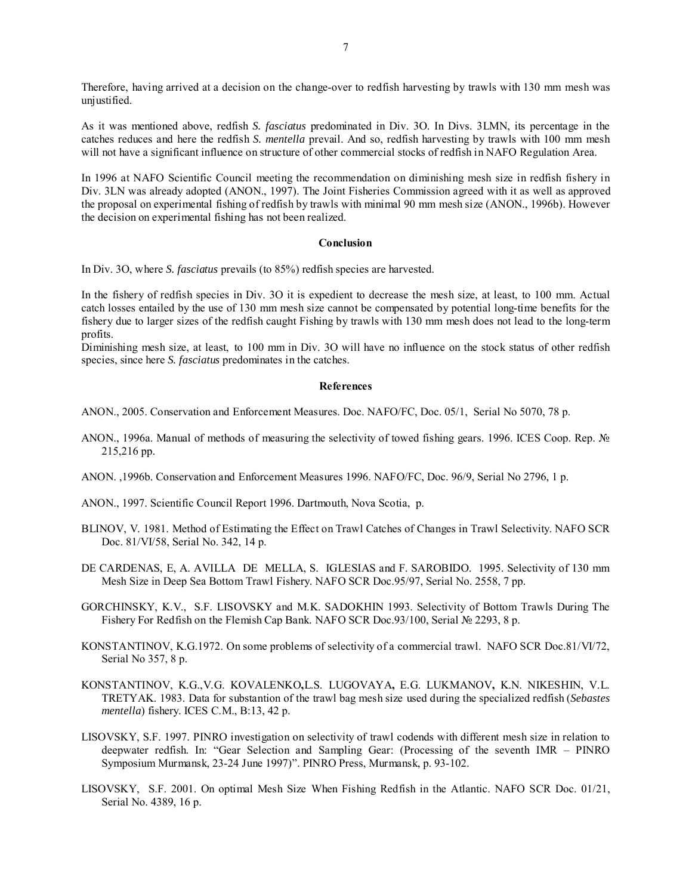Therefore, having arrived at a decision on the change-over to redfish harvesting by trawls with 130 mm mesh was unjustified.

As it was mentioned above, redfish *S. fasciatus* predominated in Div. 3O. In Divs. 3LMN, its percentage in the catches reduces and here the redfish *S. mentella* prevail. And so, redfish harvesting by trawls with 100 mm mesh will not have a significant influence on structure of other commercial stocks of redfish in NAFO Regulation Area.

In 1996 at NAFO Scientific Council meeting the recommendation on diminishing mesh size in redfish fishery in Div. 3LN was already adopted (ANON., 1997). The Joint Fisheries Commission agreed with it as well as approved the proposal on experimental fishing of redfish by trawls with minimal 90 mm mesh size (ANON., 1996b). However the decision on experimental fishing has not been realized.

## Conclusion

In Div. 3O, where *S. fasciatus* prevails (to 85%) redfish species are harvested.

In the fishery of redfish species in Div. 3O it is expedient to decrease the mesh size, at least, to 100 mm. Actual catch losses entailed by the use of 130 mm mesh size cannot be compensated by potential long-time benefits for the fishery due to larger sizes of the redfish caught Fishing by trawls with 130 mm mesh does not lead to the long-term profits.

Diminishing mesh size, at least, to 100 mm in Div. 3O will have no influence on the stock status of other redfish species, since here *S. fasciatus* predominates in the catches.

## References

ANON., 2005. Conservation and Enforcement Measures. Doc. NAFO/FC, Doc. 05/1, Serial No 5070, 78 p.

ANON., 1996a. Manual of methods of measuring the selectivity of towed fishing gears. 1996. ICES Coop. Rep. № 215,216 pp.

ANON. ,1996b. Conservation and Enforcement Measures 1996. NAFO/FC, Doc. 96/9, Serial No 2796, 1 p.

ANON., 1997. Scientific Council Report 1996. Dartmouth, Nova Scotia, p.

BLINOV, V. 1981. Method of Estimating the Effect on Trawl Catches of Changes in Trawl Selectivity. NAFO SCR Doc. 81/VI/58, Serial No. 342, 14 p.

DE CARDENAS, E, A. AVILLA DE MELLA, S. IGLESIAS and F. SAROBIDO. 1995. Selectivity of 130 mm Mesh Size in Deep Sea Bottom Trawl Fishery. NAFO SCR Doc.95/97, Serial No. 2558, 7 pp.

GORCHINSKY, K.V., S.F. LISOVSKY and M.K. SADOKHIN 1993. Selectivity of Bottom Trawls During The Fishery For Redfish on the Flemish Cap Bank. NAFO SCR Doc.93/100, Serial № 2293, 8 p.

KONSTANTINOV, K.G.1972. On some problems of selectivity of a commercial trawl. NAFO SCR Doc.81/VI/72, Serial No 357, 8 p.

KONSTANTINOV, K.G.,V.G. KOVALENKO**,**L.S. LUGOVAYA**,** E.G. LUKMANOV**,** K.N. NIKESHIN, V.L. TRETYAK. 1983. Data for substantion of the trawl bag mesh size used during the specialized redfish (*Sebastes mentella*) fishery. ICES C.M., B:13, 42 p.

LISOVSKY, S.F. 1997. PINRO investigation on selectivity of trawl codends with different mesh size in relation to deepwater redfish. In: "Gear Selection and Sampling Gear: (Processing of the seventh IMR – PINRO Symposium Murmansk, 23-24 June 1997)". PINRO Press, Murmansk, p. 93-102.

LISOVSKY, S.F. 2001. On optimal Mesh Size When Fishing Redfish in the Atlantic. NAFO SCR Doc. 01/21, Serial No. 4389, 16 p.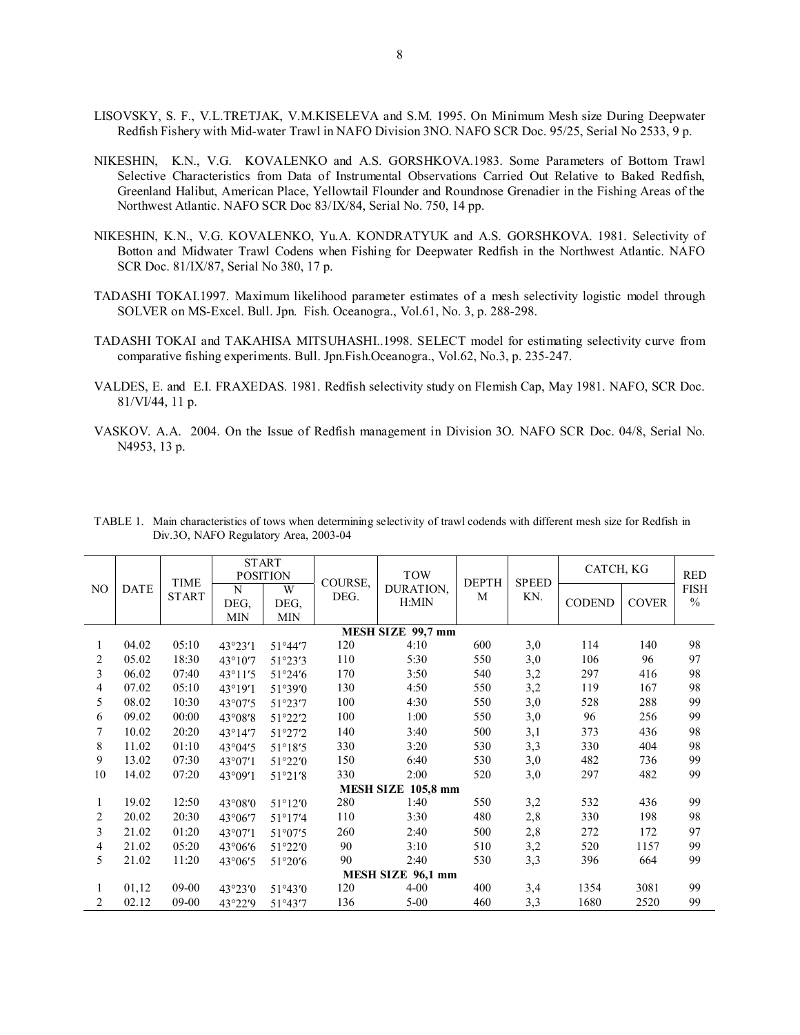LISOVSKY, S. F., V.L.TRETJAK, V.M.KISELEVA and S.M. 1995. On Minimum Mesh size During Deepwater Redfish Fishery with Mid-water Trawl in NAFO Division 3NO. NAFO SCR Doc. 95/25, Serial No 2533, 9 p.

NIKESHIN, K.N., V.G. KOVALENKO and A.S. GORSHKOVA.1983. Some Parameters of Bottom Trawl Selective Characteristics from Data of Instrumental Observations Carried Out Relative to Baked Redfish, Greenland Halibut, American Place, Yellowtail Flounder and Roundnose Grenadier in the Fishing Areas of the Northwest Atlantic. NAFO SCR Doc 83/IX/84, Serial No. 750, 14 pp.

NIKESHIN, K.N., V.G. KOVALENKO, Yu.A. KONDRATYUK and A.S. GORSHKOVA. 1981. Selectivity of Botton and Midwater Trawl Codens when Fishing for Deepwater Redfish in the Northwest Atlantic. NAFO SCR Doc. 81/IX/87, Serial No 380, 17 p.

TADASHI TOKAI.1997. Maximum likelihood parameter estimates of a mesh selectivity logistic model through SOLVER on MS-Excel. Bull. Jpn. Fish. Oceanogra., Vol.61, No. 3, p. 288-298.

TADASHI TOKAI and TAKAHISA MITSUHASHI..1998. SELECT model for estimating selectivity curve from comparative fishing experiments. Bull. Jpn.Fish.Oceanogra., Vol.62, No.3, p. 235-247.

VALDES, E. and E.I. FRAXEDAS. 1981. Redfish selectivity study on Flemish Cap, May 1981. NAFO, SCR Doc. 81/VI/44, 11 p.

VASKOV. A.A. 2004. On the Issue of Redfish management in Division 3O. NAFO SCR Doc. 04/8, Serial No. N4953, 13 p.

TABLE 1. Main characteristics of tows when determining selectivity of trawl codends with different mesh size for Redfish in Div.3O, NAFO Regulatory Area, 2003-04

| NO | DATE | TIME START | START POSITION | | COURSE, DEG. | TOW DURATION, H:MIN | DEPTH M | SPEED KN. | CATCH, KG | | RED FISH % |
|---|---|---|---|---|---|---|---|---|---|---|---|
| | | | N DEG, MIN | W DEG, MIN | | | | | CODEND | COVER | |
| | | | | | | **MESH SIZE 99,7 mm** | | | | | |
| 1 | 04.02 | 05:10 | 43°23′1 | 51°44′7 | 120 | 4:10 | 600 | 3,0 | 114 | 140 | 98 |
| 2 | 05.02 | 18:30 | 43°10′7 | 51°23′3 | 110 | 5:30 | 550 | 3,0 | 106 | 96 | 97 |
| 3 | 06.02 | 07:40 | 43°11′5 | 51°24′6 | 170 | 3:50 | 540 | 3,2 | 297 | 416 | 98 |
| 4 | 07.02 | 05:10 | 43°19′1 | 51°39′0 | 130 | 4:50 | 550 | 3,2 | 119 | 167 | 98 |
| 5 | 08.02 | 10:30 | 43°07′5 | 51°23′7 | 100 | 4:30 | 550 | 3,0 | 528 | 288 | 99 |
| 6 | 09.02 | 00:00 | 43°08′8 | 51°22′2 | 100 | 1:00 | 550 | 3,0 | 96 | 256 | 99 |
| 7 | 10.02 | 20:20 | 43°14′7 | 51°27′2 | 140 | 3:40 | 500 | 3,1 | 373 | 436 | 98 |
| 8 | 11.02 | 01:10 | 43°04′5 | 51°18′5 | 330 | 3:20 | 530 | 3,3 | 330 | 404 | 98 |
| 9 | 13.02 | 07:30 | 43°07′1 | 51°22′0 | 150 | 6:40 | 530 | 3,0 | 482 | 736 | 99 |
| 10 | 14.02 | 07:20 | 43°09′1 | 51°21′8 | 330 | 2:00 | 520 | 3,0 | 297 | 482 | 99 |
| | | | | | | **MESH SIZE 105,8 mm** | | | | | |
| 1 | 19.02 | 12:50 | 43°08′0 | 51°12′0 | 280 | 1:40 | 550 | 3,2 | 532 | 436 | 99 |
| 2 | 20.02 | 20:30 | 43°06′7 | 51°17′4 | 110 | 3:30 | 480 | 2,8 | 330 | 198 | 98 |
| 3 | 21.02 | 01:20 | 43°07′1 | 51°07′5 | 260 | 2:40 | 500 | 2,8 | 272 | 172 | 97 |
| 4 | 21.02 | 05:20 | 43°06′6 | 51°22′0 | 90 | 3:10 | 510 | 3,2 | 520 | 1157 | 99 |
| 5 | 21.02 | 11:20 | 43°06′5 | 51°20′6 | 90 | 2:40 | 530 | 3,3 | 396 | 664 | 99 |
| | | | | | | **MESH SIZE 96,1 mm** | | | | | |
| 1 | 01,12 | 09-00 | 43°23′0 | 51°43′0 | 120 | 4-00 | 400 | 3,4 | 1354 | 3081 | 99 |
| 2 | 02.12 | 09-00 | 43°22′9 | 51°43′7 | 136 | 5-00 | 460 | 3,3 | 1680 | 2520 | 99 |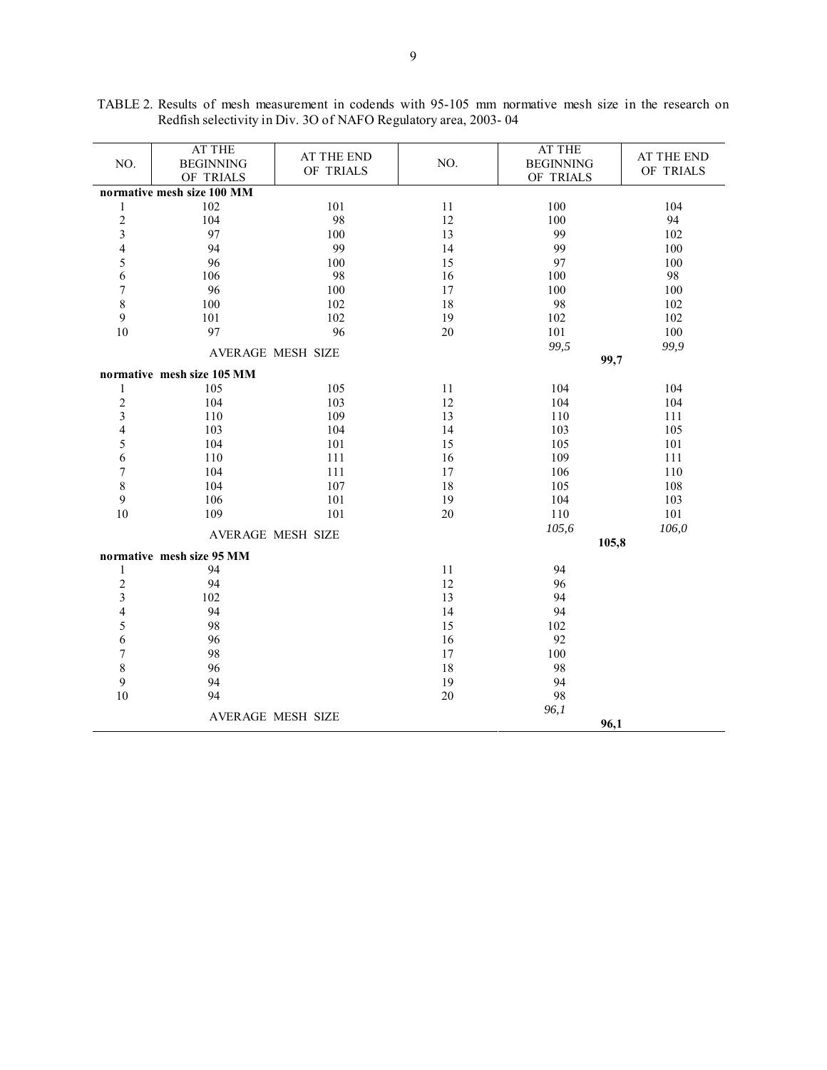TABLE 2. Results of mesh measurement in codends with 95-105 mm normative mesh size in the research on Redfish selectivity in Div. 3O of NAFO Regulatory area, 2003- 04

| NO. | AT THE BEGINNING OF TRIALS | AT THE END OF TRIALS | NO. | AT THE BEGINNING OF TRIALS | AT THE END OF TRIALS |
|---|---|---|---|---|---|
| **normative mesh size 100 MM** | | | | | |
| 1 | 102 | 101 | 11 | 100 | 104 |
| 2 | 104 | 98 | 12 | 100 | 94 |
| 3 | 97 | 100 | 13 | 99 | 102 |
| 4 | 94 | 99 | 14 | 99 | 100 |
| 5 | 96 | 100 | 15 | 97 | 100 |
| 6 | 106 | 98 | 16 | 100 | 98 |
| 7 | 96 | 100 | 17 | 100 | 100 |
| 8 | 100 | 102 | 18 | 98 | 102 |
| 9 | 101 | 102 | 19 | 102 | 102 |
| 10 | 97 | 96 | 20 | 101 | 100 |
| AVERAGE MESH SIZE | | | | *99,5* | *99,9* |
| | | | | **99,7** | |
| **normative mesh size 105 MM** | | | | | |
| 1 | 105 | 105 | 11 | 104 | 104 |
| 2 | 104 | 103 | 12 | 104 | 104 |
| 3 | 110 | 109 | 13 | 110 | 111 |
| 4 | 103 | 104 | 14 | 103 | 105 |
| 5 | 104 | 101 | 15 | 105 | 101 |
| 6 | 110 | 111 | 16 | 109 | 111 |
| 7 | 104 | 111 | 17 | 106 | 110 |
| 8 | 104 | 107 | 18 | 105 | 108 |
| 9 | 106 | 101 | 19 | 104 | 103 |
| 10 | 109 | 101 | 20 | 110 | 101 |
| AVERAGE MESH SIZE | | | | *105,6* | *106,0* |
| | | | | **105,8** | |
| **normative mesh size 95 MM** | | | | | |
| 1 | 94 | | 11 | 94 | |
| 2 | 94 | | 12 | 96 | |
| 3 | 102 | | 13 | 94 | |
| 4 | 94 | | 14 | 94 | |
| 5 | 98 | | 15 | 102 | |
| 6 | 96 | | 16 | 92 | |
| 7 | 98 | | 17 | 100 | |
| 8 | 96 | | 18 | 98 | |
| 9 | 94 | | 19 | 94 | |
| 10 | 94 | | 20 | 98 | |
| AVERAGE MESH SIZE | | | | *96,1* | |
| | | | | **96,1** | |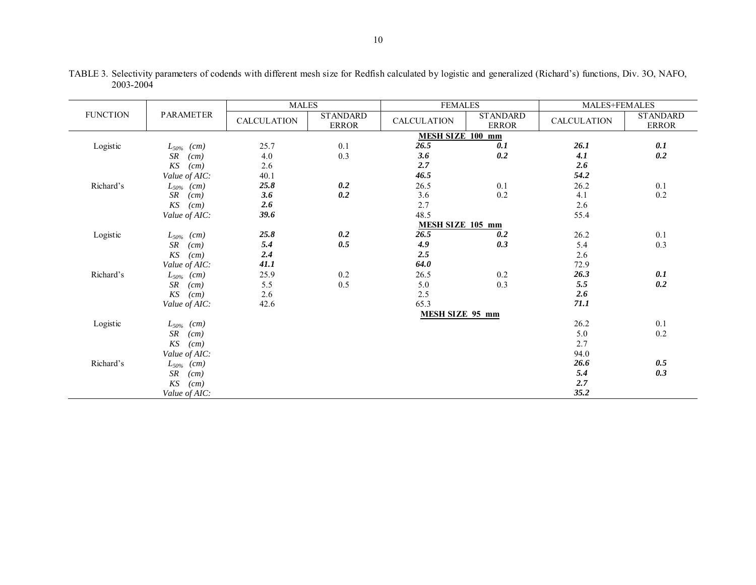TABLE 3. Selectivity parameters of codends with different mesh size for Redfish calculated by logistic and generalized (Richard's) functions, Div. 3O, NAFO, 2003-2004

| FUNCTION | PARAMETER | MALES | | FEMALES | | MALES+FEMALES | |
|---|---|---|---|---|---|---|---|
| | | CALCULATION | STANDARD ERROR | CALCULATION | STANDARD ERROR | CALCULATION | STANDARD ERROR |
| | | | | **MESH SIZE 100 mm** | | | |
| Logistic | $L_{50\%}$ *(cm)* | 25.7 | 0.1 | ***26.5*** | ***0.1*** | ***26.1*** | ***0.1*** |
| | *SR (cm)* | 4.0 | 0.3 | ***3.6*** | ***0.2*** | ***4.1*** | ***0.2*** |
| | *KS (cm)* | 2.6 | | ***2.7*** | | ***2.6*** | |
| | *Value of AIC:* | 40.1 | | ***46.5*** | | ***54.2*** | |
| Richard's | $L_{50\%}$ *(cm)* | ***25.8*** | ***0.2*** | 26.5 | 0.1 | 26.2 | 0.1 |
| | *SR (cm)* | ***3.6*** | ***0.2*** | 3.6 | 0.2 | 4.1 | 0.2 |
| | *KS (cm)* | ***2.6*** | | 2.7 | | 2.6 | |
| | *Value of AIC:* | ***39.6*** | | 48.5 | | 55.4 | |
| | | | | **MESH SIZE 105 mm** | | | |
| Logistic | $L_{50\%}$ *(cm)* | ***25.8*** | ***0.2*** | ***26.5*** | ***0.2*** | 26.2 | 0.1 |
| | *SR (cm)* | ***5.4*** | ***0.5*** | ***4.9*** | ***0.3*** | 5.4 | 0.3 |
| | *KS (cm)* | ***2.4*** | | ***2.5*** | | 2.6 | |
| | *Value of AIC:* | ***41.1*** | | ***64.0*** | | 72.9 | |
| Richard's | $L_{50\%}$ *(cm)* | 25.9 | 0.2 | 26.5 | 0.2 | ***26.3*** | ***0.1*** |
| | *SR (cm)* | 5.5 | 0.5 | 5.0 | 0.3 | ***5.5*** | ***0.2*** |
| | *KS (cm)* | 2.6 | | 2.5 | | ***2.6*** | |
| | *Value of AIC:* | 42.6 | | 65.3 | | ***71.1*** | |
| | | | | **MESH SIZE 95 mm** | | | |
| Logistic | $L_{50\%}$ *(cm)* | | | | | 26.2 | 0.1 |
| | *SR (cm)* | | | | | 5.0 | 0.2 |
| | *KS (cm)* | | | | | 2.7 | |
| | *Value of AIC:* | | | | | 94.0 | |
| Richard's | $L_{50\%}$ *(cm)* | | | | | ***26.6*** | ***0.5*** |
| | *SR (cm)* | | | | | ***5.4*** | ***0.3*** |
| | *KS (cm)* | | | | | ***2.7*** | |
| | *Value of AIC:* | | | | | ***35.2*** | |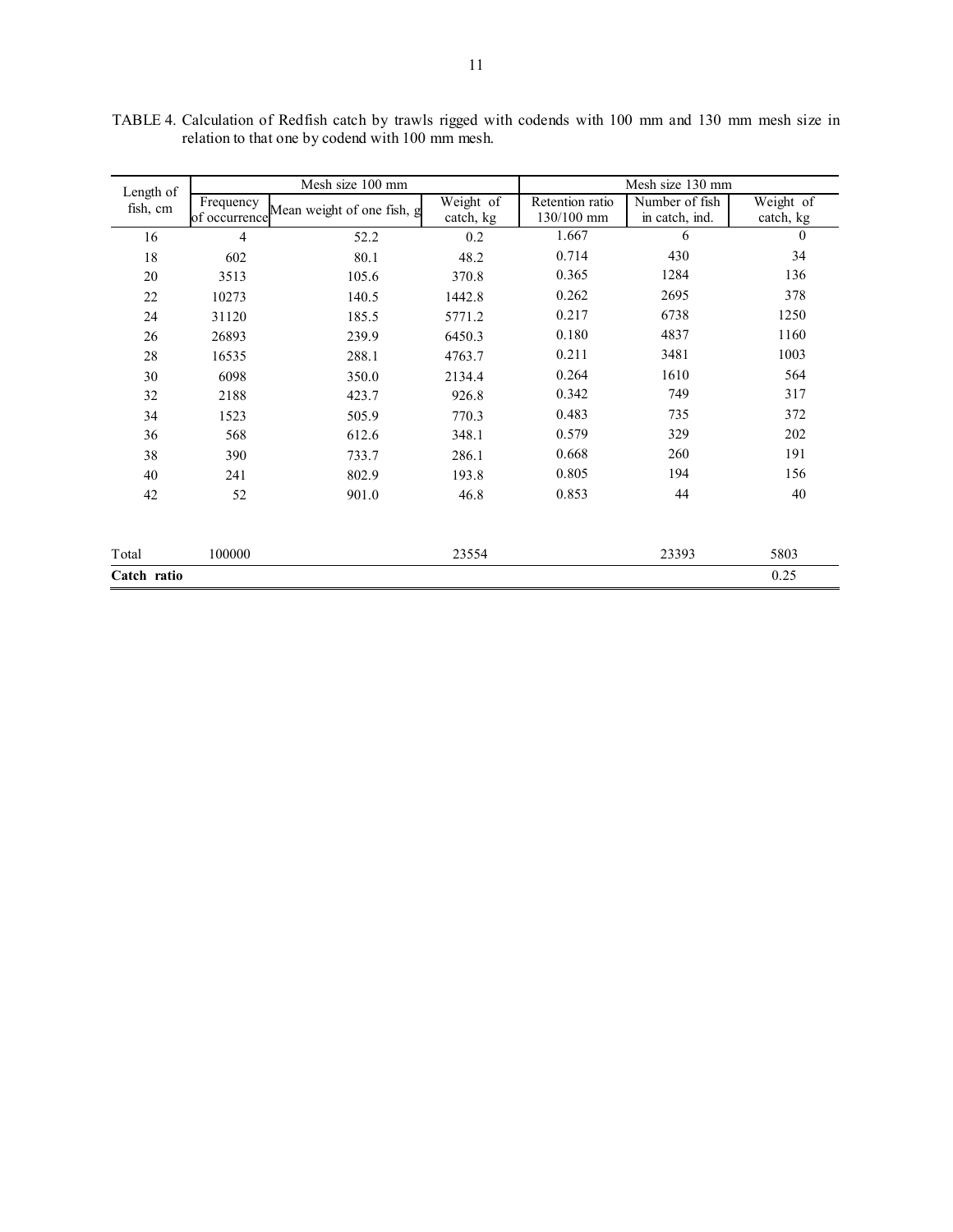TABLE 4. Calculation of Redfish catch by trawls rigged with codends with 100 mm and 130 mm mesh size in relation to that one by codend with 100 mm mesh.

| Length of fish, cm | Mesh size 100 mm | | | Mesh size 130 mm | | |
|---|---|---|---|---|---|---|
| | Frequency of occurrence | Mean weight of one fish, g | Weight of catch, kg | Retention ratio 130/100 mm | Number of fish in catch, ind. | Weight of catch, kg |
| 16 | 4 | 52.2 | 0.2 | 1.667 | 6 | 0 |
| 18 | 602 | 80.1 | 48.2 | 0.714 | 430 | 34 |
| 20 | 3513 | 105.6 | 370.8 | 0.365 | 1284 | 136 |
| 22 | 10273 | 140.5 | 1442.8 | 0.262 | 2695 | 378 |
| 24 | 31120 | 185.5 | 5771.2 | 0.217 | 6738 | 1250 |
| 26 | 26893 | 239.9 | 6450.3 | 0.180 | 4837 | 1160 |
| 28 | 16535 | 288.1 | 4763.7 | 0.211 | 3481 | 1003 |
| 30 | 6098 | 350.0 | 2134.4 | 0.264 | 1610 | 564 |
| 32 | 2188 | 423.7 | 926.8 | 0.342 | 749 | 317 |
| 34 | 1523 | 505.9 | 770.3 | 0.483 | 735 | 372 |
| 36 | 568 | 612.6 | 348.1 | 0.579 | 329 | 202 |
| 38 | 390 | 733.7 | 286.1 | 0.668 | 260 | 191 |
| 40 | 241 | 802.9 | 193.8 | 0.805 | 194 | 156 |
| 42 | 52 | 901.0 | 46.8 | 0.853 | 44 | 40 |
| Total | 100000 | | 23554 | | 23393 | 5803 |
| **Catch ratio** | | | | | | 0.25 |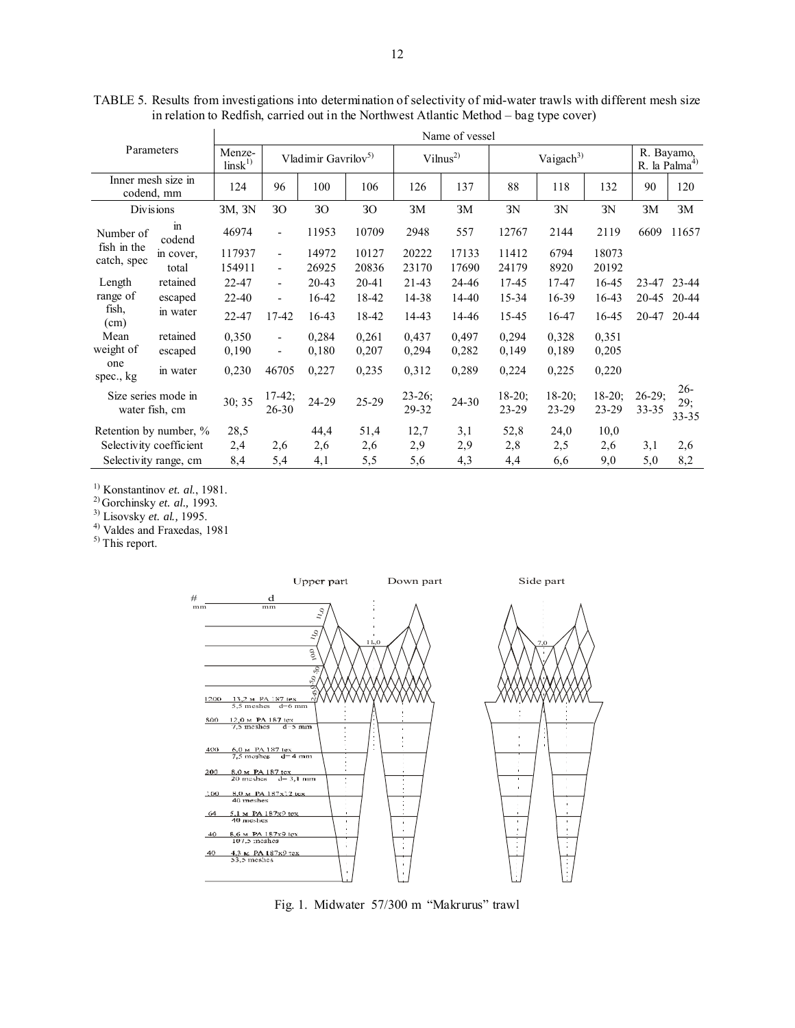TABLE 5. Results from investigations into determination of selectivity of mid-water trawls with different mesh size in relation to Redfish, carried out in the Northwest Atlantic Method – bag type cover)

| Parameters | | Name of vessel | | | | | | | | | | |
|---|---|---|---|---|---|---|---|---|---|---|---|---|
| | | Menzelinsk[1] | Vladimir Gavrilov[5] | | | Vilnus[2] | | Vaigach[3] | | | R. Bayamo, R. la Palma[4] | |
| Inner mesh size in codend, mm | | 124 | 96 | 100 | 106 | 126 | 137 | 88 | 118 | 132 | 90 | 120 |
| Divisions | | 3M, 3N | 3O | 3O | 3O | 3M | 3M | 3N | 3N | 3N | 3M | 3M |
| Number of fish in the catch, spec | in codend | 46974 | - | 11953 | 10709 | 2948 | 557 | 12767 | 2144 | 2119 | 6609 | 11657 |
| | in cover, | 117937 | - | 14972 | 10127 | 20222 | 17133 | 11412 | 6794 | 18073 | | |
| | total | 154911 | - | 26925 | 20836 | 23170 | 17690 | 24179 | 8920 | 20192 | | |
| Length range of fish, (cm) | retained | 22-47 | - | 20-43 | 20-41 | 21-43 | 24-46 | 17-45 | 17-47 | 16-45 | 23-47 | 23-44 |
| | escaped | 22-40 | - | 16-42 | 18-42 | 14-38 | 14-40 | 15-34 | 16-39 | 16-43 | 20-45 | 20-44 |
| | in water | 22-47 | 17-42 | 16-43 | 18-42 | 14-43 | 14-46 | 15-45 | 16-47 | 16-45 | 20-47 | 20-44 |
| Mean weight of one spec., kg | retained | 0,350 | - | 0,284 | 0,261 | 0,437 | 0,497 | 0,294 | 0,328 | 0,351 | | |
| | escaped | 0,190 | - | 0,180 | 0,207 | 0,294 | 0,282 | 0,149 | 0,189 | 0,205 | | |
| | in water | 0,230 | 46705 | 0,227 | 0,235 | 0,312 | 0,289 | 0,224 | 0,225 | 0,220 | | |
| Size series mode in water fish, cm | | 30; 35 | 17-42; 26-30 | 24-29 | 25-29 | 23-26; 29-32 | 24-30 | 18-20; 23-29 | 18-20; 23-29 | 18-20; 23-29 | 26-29; 33-35 | 26-29; 33-35 |
| Retention by number, % | | 28,5 | | 44,4 | 51,4 | 12,7 | 3,1 | 52,8 | 24,0 | 10,0 | | |
| Selectivity coefficient | | 2,4 | 2,6 | 2,6 | 2,6 | 2,9 | 2,9 | 2,8 | 2,5 | 2,6 | 3,1 | 2,6 |
| Selectivity range, cm | | 8,4 | 5,4 | 4,1 | 5,5 | 5,6 | 4,3 | 4,4 | 6,6 | 9,0 | 5,0 | 8,2 |

[1] Konstantinov *et. al.*, 1981.
[2] Gorchinsky *et. al.,* 1993.
[3] Lisovsky *et. al.,* 1995.
[4] Valdes and Fraxedas, 1981
[5] This report.

Fig. 1. Midwater 57/300 m "Makrurus" trawl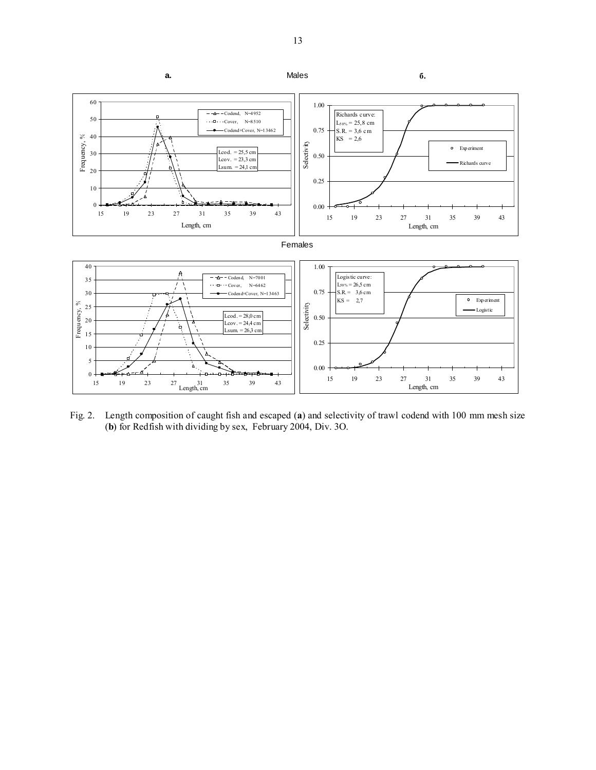**a.** Males **б.**

Females

Fig. 2. Length composition of caught fish and escaped (**a**) and selectivity of trawl codend with 100 mm mesh size (**b**) for Redfish with dividing by sex, February 2004, Div. 3O.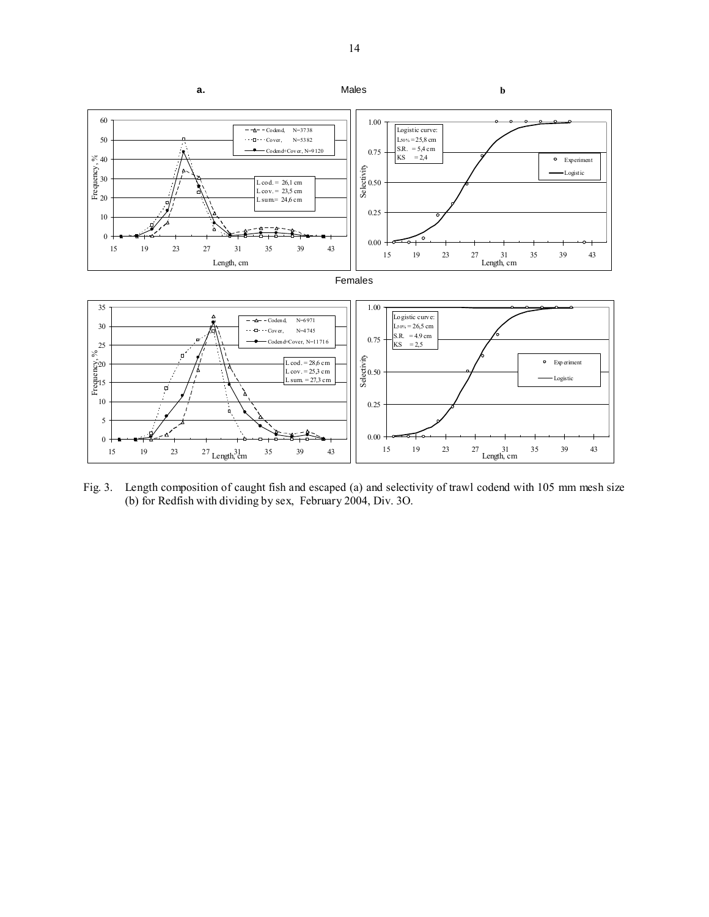**a.** Males **b**

Females

Fig. 3. Length composition of caught fish and escaped (a) and selectivity of trawl codend with 105 mm mesh size (b) for Redfish with dividing by sex, February 2004, Div. 3O.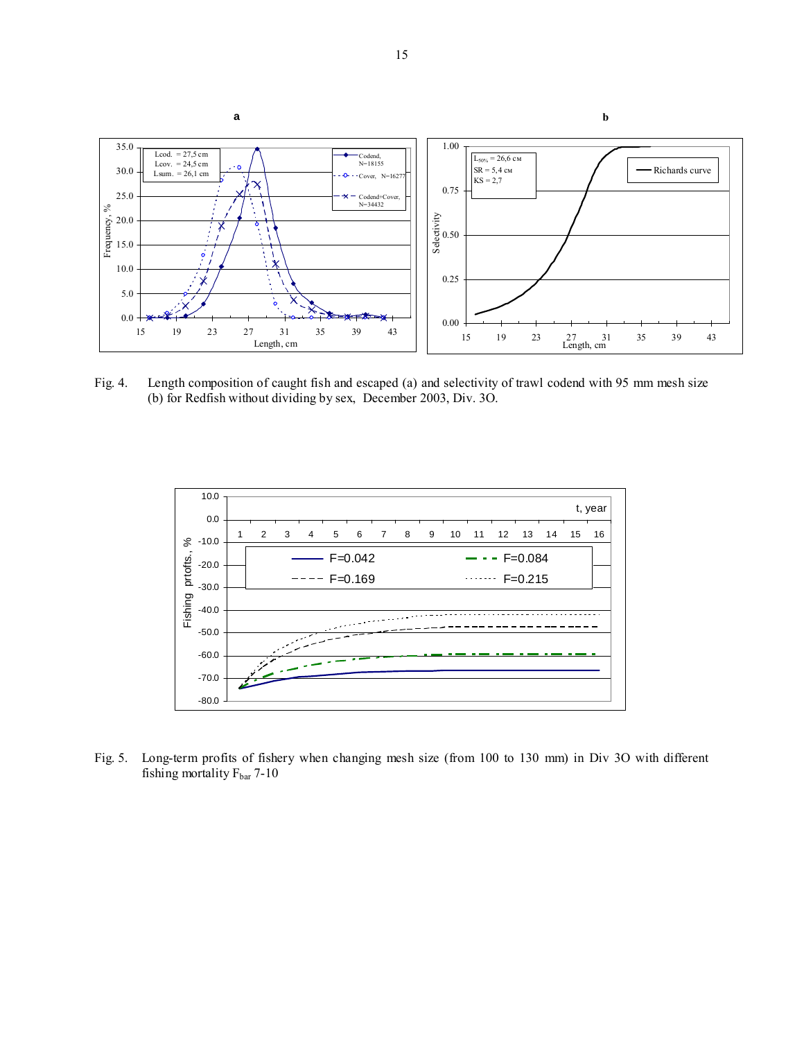**a**

Lcod. = 27,5 cm
Lcov. = 24,5 cm
Lsum. = 26,1 cm

Codend, N=18155
Cover, N=16277
Codend+Cover, N=34432

Frequency, %

35.0
30.0
25.0
20.0
15.0
10.0
5.0
0.0

15 19 23 27 31 35 39 43

Length, cm

**b**

$L_{50\%}$ = 26,6 см
SR = 5,4 см
KS = 2,7

Richards curve

Selectivity

1.00
0.75
0.50
0.25
0.00

15 19 23 27 31 35 39 43

Length, cm

Fig. 4. Length composition of caught fish and escaped (a) and selectivity of trawl codend with 95 mm mesh size (b) for Redfish without dividing by sex, December 2003, Div. 3O.

t, year

1 2 3 4 5 6 7 8 9 10 11 12 13 14 15 16

F=0.042
F=0.084
F=0.169
F=0.215

Fishing prtofts., %

10.0
0.0
-10.0
-20.0
-30.0
-40.0
-50.0
-60.0
-70.0
-80.0

Fig. 5. Long-term profits of fishery when changing mesh size (from 100 to 130 mm) in Div 3O with different fishing mortality $F_{bar}$ 7-10